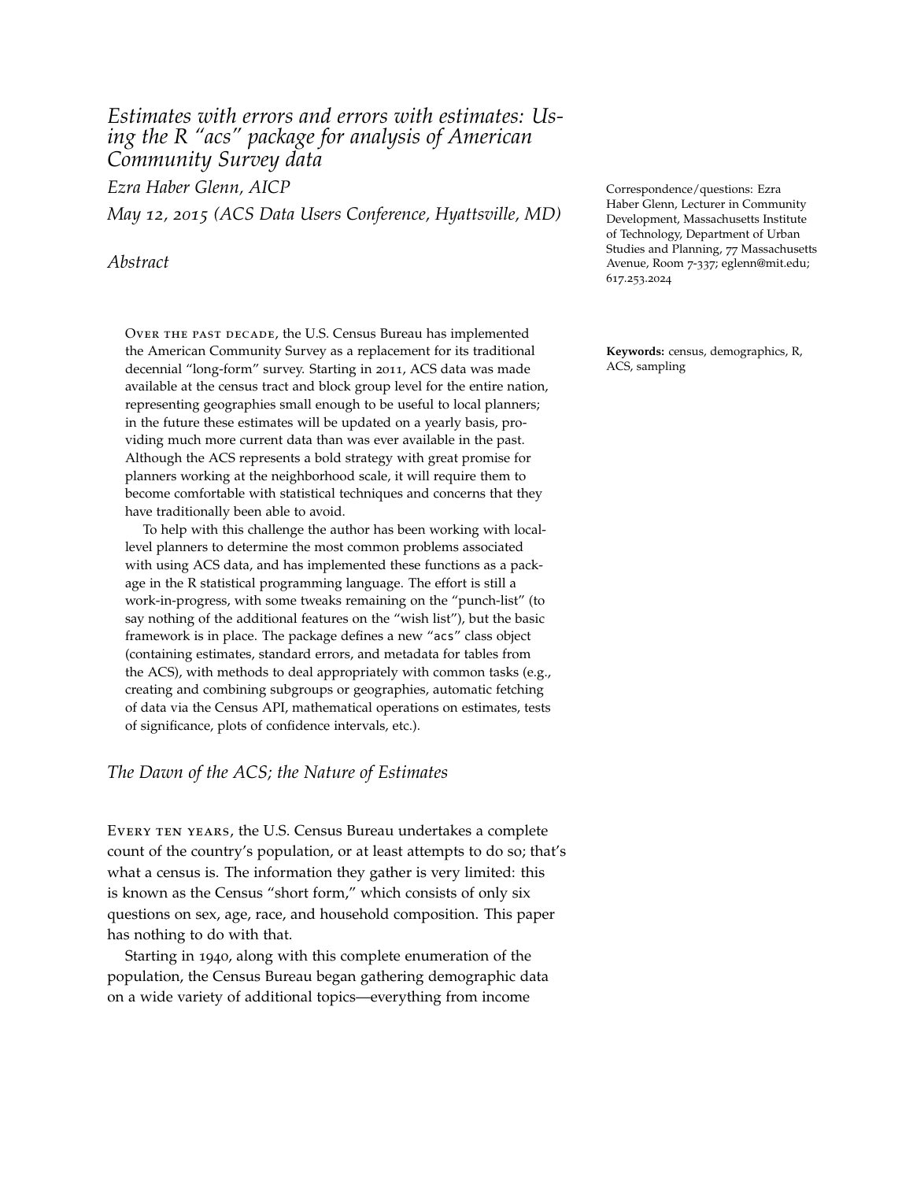# *Estimates with errors and errors with estimates: Using the R "acs" package for analysis of American Community Survey data*

*Ezra Haber Glenn, AICP*

*May 12, 2015 (ACS Data Users Conference, Hyattsville, MD)*

Correspondence/questions: Ezra Haber Glenn, Lecturer in Community Development, Massachusetts Institute of Technology, Department of Urban Studies and Planning, 77 Massachusetts Avenue, Room 7-337; eglenn@mit.edu; 617.253.2024

## *Abstract*

Over the past decade, the U.S. Census Bureau has implemented the American Community Survey as a replacement for its traditional decennial "long-form" survey. Starting in 2011, ACS data was made available at the census tract and block group level for the entire nation, representing geographies small enough to be useful to local planners; in the future these estimates will be updated on a yearly basis, providing much more current data than was ever available in the past. Although the ACS represents a bold strategy with great promise for planners working at the neighborhood scale, it will require them to become comfortable with statistical techniques and concerns that they have traditionally been able to avoid.

To help with this challenge the author has been working with local-level planners to determine the most common problems associated with using ACS data, and has implemented these functions as a package in the R statistical programming language. The effort is still a work-in-progress, with some tweaks remaining on the "punch-list" (to say nothing of the additional features on the "wish list"), but the basic framework is in place. The package defines a new "`acs`" class object (containing estimates, standard errors, and metadata for tables from the ACS), with methods to deal appropriately with common tasks (e.g., creating and combining subgroups or geographies, automatic fetching of data via the Census API, mathematical operations on estimates, tests of significance, plots of confidence intervals, etc.).

**Keywords:** census, demographics, R, ACS, sampling

## *The Dawn of the ACS; the Nature of Estimates*

Every ten years, the U.S. Census Bureau undertakes a complete count of the country's population, or at least attempts to do so; that's what a census is. The information they gather is very limited: this is known as the Census "short form," which consists of only six questions on sex, age, race, and household composition. This paper has nothing to do with that.

Starting in 1940, along with this complete enumeration of the population, the Census Bureau began gathering demographic data on a wide variety of additional topics—everything from income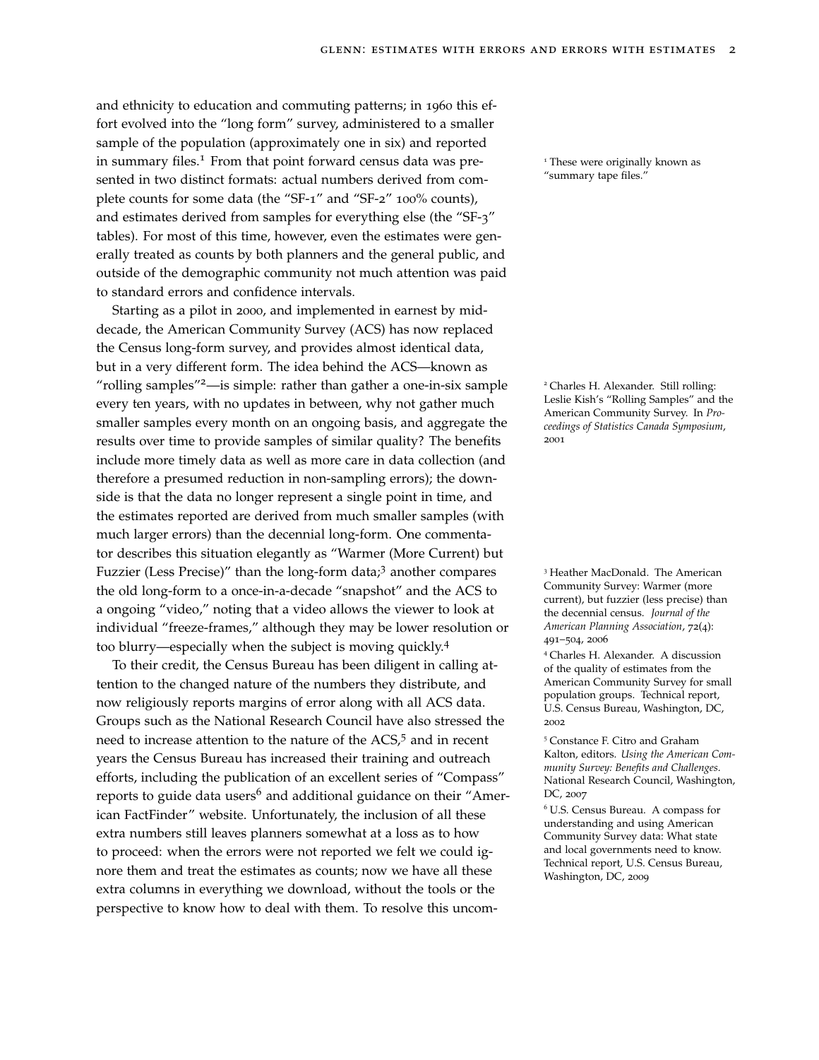and ethnicity to education and commuting patterns; in 1960 this effort evolved into the "long form" survey, administered to a smaller sample of the population (approximately one in six) and reported in summary files.[1] From that point forward census data was presented in two distinct formats: actual numbers derived from complete counts for some data (the "SF-1" and "SF-2" 100% counts), and estimates derived from samples for everything else (the "SF-3" tables). For most of this time, however, even the estimates were generally treated as counts by both planners and the general public, and outside of the demographic community not much attention was paid to standard errors and confidence intervals.

[1] These were originally known as "summary tape files."

Starting as a pilot in 2000, and implemented in earnest by mid-decade, the American Community Survey (ACS) has now replaced the Census long-form survey, and provides almost identical data, but in a very different form. The idea behind the ACS—known as "rolling samples"[2]—is simple: rather than gather a one-in-six sample every ten years, with no updates in between, why not gather much smaller samples every month on an ongoing basis, and aggregate the results over time to provide samples of similar quality? The benefits include more timely data as well as more care in data collection (and therefore a presumed reduction in non-sampling errors); the downside is that the data no longer represent a single point in time, and the estimates reported are derived from much smaller samples (with much larger errors) than the decennial long-form. One commentator describes this situation elegantly as "Warmer (More Current) but Fuzzier (Less Precise)" than the long-form data;[3] another compares the old long-form to a once-in-a-decade "snapshot" and the ACS to a ongoing "video," noting that a video allows the viewer to look at individual "freeze-frames," although they may be lower resolution or too blurry—especially when the subject is moving quickly.[4]

[2] Charles H. Alexander. Still rolling: Leslie Kish's "Rolling Samples" and the American Community Survey. In *Proceedings of Statistics Canada Symposium*, 2001

[3] Heather MacDonald. The American Community Survey: Warmer (more current), but fuzzier (less precise) than the decennial census. *Journal of the American Planning Association*, 72(4): 491–504, 2006

[4] Charles H. Alexander. A discussion of the quality of estimates from the American Community Survey for small population groups. Technical report, U.S. Census Bureau, Washington, DC, 2002

To their credit, the Census Bureau has been diligent in calling attention to the changed nature of the numbers they distribute, and now religiously reports margins of error along with all ACS data. Groups such as the National Research Council have also stressed the need to increase attention to the nature of the ACS,[5] and in recent years the Census Bureau has increased their training and outreach efforts, including the publication of an excellent series of "Compass" reports to guide data users[6] and additional guidance on their "American FactFinder" website. Unfortunately, the inclusion of all these extra numbers still leaves planners somewhat at a loss as to how to proceed: when the errors were not reported we felt we could ignore them and treat the estimates as counts; now we have all these extra columns in everything we download, without the tools or the perspective to know how to deal with them. To resolve this uncom-

[5] Constance F. Citro and Graham Kalton, editors. *Using the American Community Survey: Benefits and Challenges*. National Research Council, Washington, DC, 2007

[6] U.S. Census Bureau. A compass for understanding and using American Community Survey data: What state and local governments need to know. Technical report, U.S. Census Bureau, Washington, DC, 2009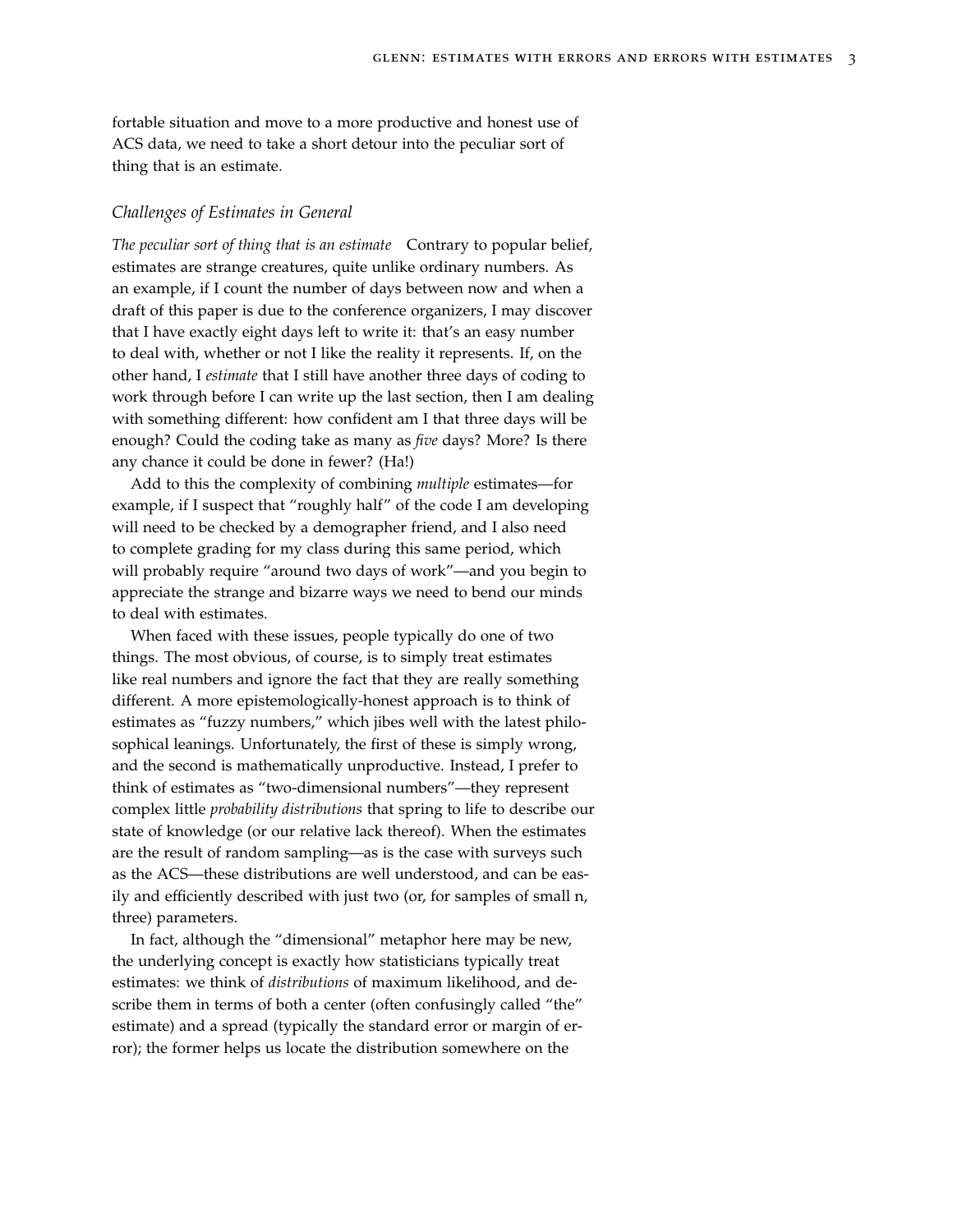fortable situation and move to a more productive and honest use of ACS data, we need to take a short detour into the peculiar sort of thing that is an estimate.

### *Challenges of Estimates in General*

*The peculiar sort of thing that is an estimate* Contrary to popular belief, estimates are strange creatures, quite unlike ordinary numbers. As an example, if I count the number of days between now and when a draft of this paper is due to the conference organizers, I may discover that I have exactly eight days left to write it: that's an easy number to deal with, whether or not I like the reality it represents. If, on the other hand, I *estimate* that I still have another three days of coding to work through before I can write up the last section, then I am dealing with something different: how confident am I that three days will be enough? Could the coding take as many as *five* days? More? Is there any chance it could be done in fewer? (Ha!)

Add to this the complexity of combining *multiple* estimates—for example, if I suspect that "roughly half" of the code I am developing will need to be checked by a demographer friend, and I also need to complete grading for my class during this same period, which will probably require "around two days of work"—and you begin to appreciate the strange and bizarre ways we need to bend our minds to deal with estimates.

When faced with these issues, people typically do one of two things. The most obvious, of course, is to simply treat estimates like real numbers and ignore the fact that they are really something different. A more epistemologically-honest approach is to think of estimates as "fuzzy numbers," which jibes well with the latest philosophical leanings. Unfortunately, the first of these is simply wrong, and the second is mathematically unproductive. Instead, I prefer to think of estimates as "two-dimensional numbers"—they represent complex little *probability distributions* that spring to life to describe our state of knowledge (or our relative lack thereof). When the estimates are the result of random sampling—as is the case with surveys such as the ACS—these distributions are well understood, and can be easily and efficiently described with just two (or, for samples of small n, three) parameters.

In fact, although the "dimensional" metaphor here may be new, the underlying concept is exactly how statisticians typically treat estimates: we think of *distributions* of maximum likelihood, and describe them in terms of both a center (often confusingly called "the" estimate) and a spread (typically the standard error or margin of error); the former helps us locate the distribution somewhere on the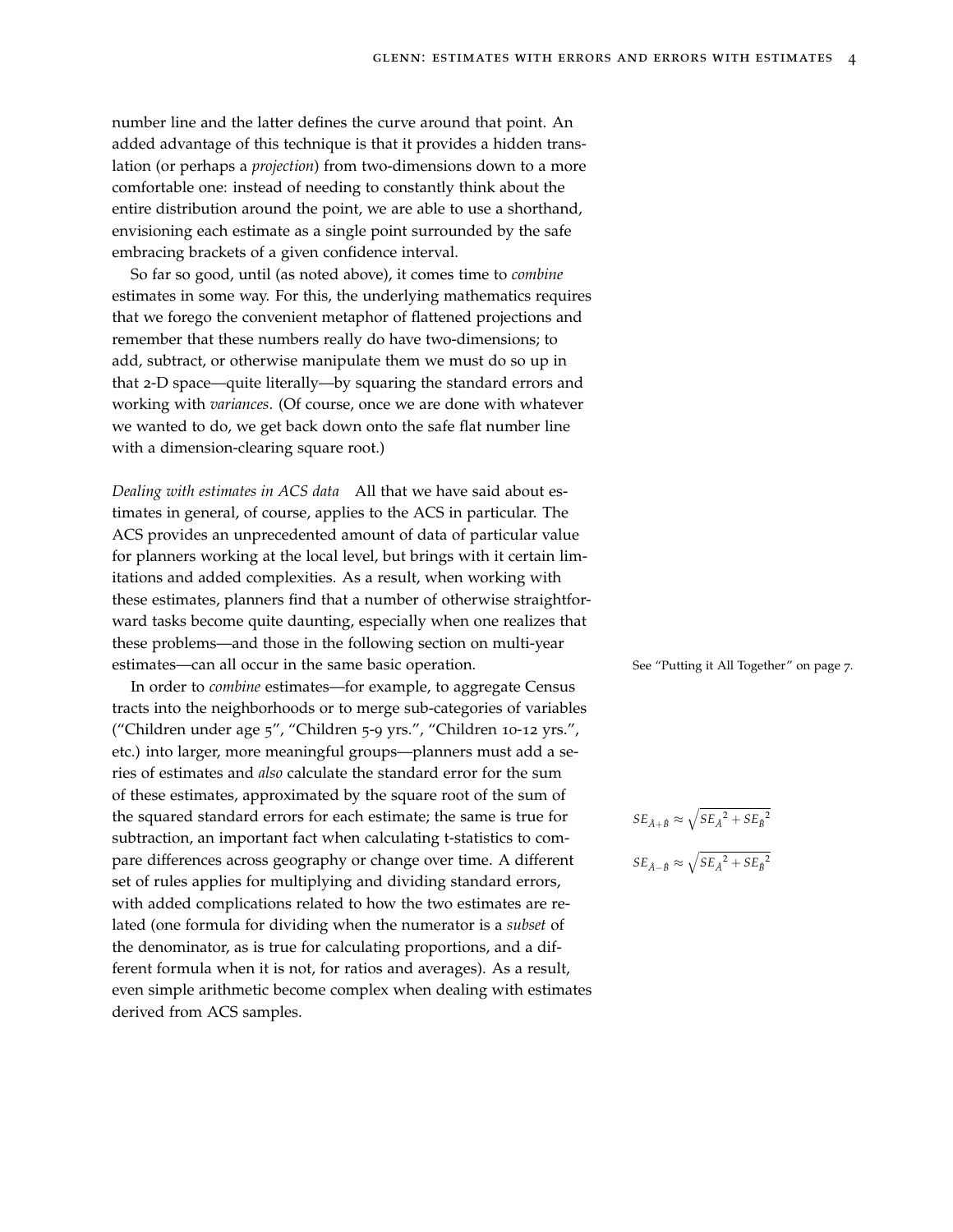number line and the latter defines the curve around that point. An added advantage of this technique is that it provides a hidden translation (or perhaps a *projection*) from two-dimensions down to a more comfortable one: instead of needing to constantly think about the entire distribution around the point, we are able to use a shorthand, envisioning each estimate as a single point surrounded by the safe embracing brackets of a given confidence interval.

So far so good, until (as noted above), it comes time to *combine* estimates in some way. For this, the underlying mathematics requires that we forego the convenient metaphor of flattened projections and remember that these numbers really do have two-dimensions; to add, subtract, or otherwise manipulate them we must do so up in that 2-D space—quite literally—by squaring the standard errors and working with *variances*. (Of course, once we are done with whatever we wanted to do, we get back down onto the safe flat number line with a dimension-clearing square root.)

*Dealing with estimates in ACS data* All that we have said about estimates in general, of course, applies to the ACS in particular. The ACS provides an unprecedented amount of data of particular value for planners working at the local level, but brings with it certain limitations and added complexities. As a result, when working with these estimates, planners find that a number of otherwise straightforward tasks become quite daunting, especially when one realizes that these problems—and those in the following section on multi-year estimates—can all occur in the same basic operation.

See "Putting it All Together" on page 7.

In order to *combine* estimates—for example, to aggregate Census tracts into the neighborhoods or to merge sub-categories of variables ("Children under age 5", "Children 5-9 yrs.", "Children 10-12 yrs.", etc.) into larger, more meaningful groups—planners must add a series of estimates and *also* calculate the standard error for the sum of these estimates, approximated by the square root of the sum of the squared standard errors for each estimate; the same is true for subtraction, an important fact when calculating t-statistics to compare differences across geography or change over time. A different set of rules applies for multiplying and dividing standard errors, with added complications related to how the two estimates are related (one formula for dividing when the numerator is a *subset* of the denominator, as is true for calculating proportions, and a different formula when it is not, for ratios and averages). As a result, even simple arithmetic become complex when dealing with estimates derived from ACS samples.

$$SE_{\hat{A}+\hat{B}} \approx \sqrt{SE_{\hat{A}}{}^{2} + SE_{\hat{B}}{}^{2}}$$

$$SE_{\hat{A}-\hat{B}} \approx \sqrt{SE_{\hat{A}}{}^{2} + SE_{\hat{B}}{}^{2}}$$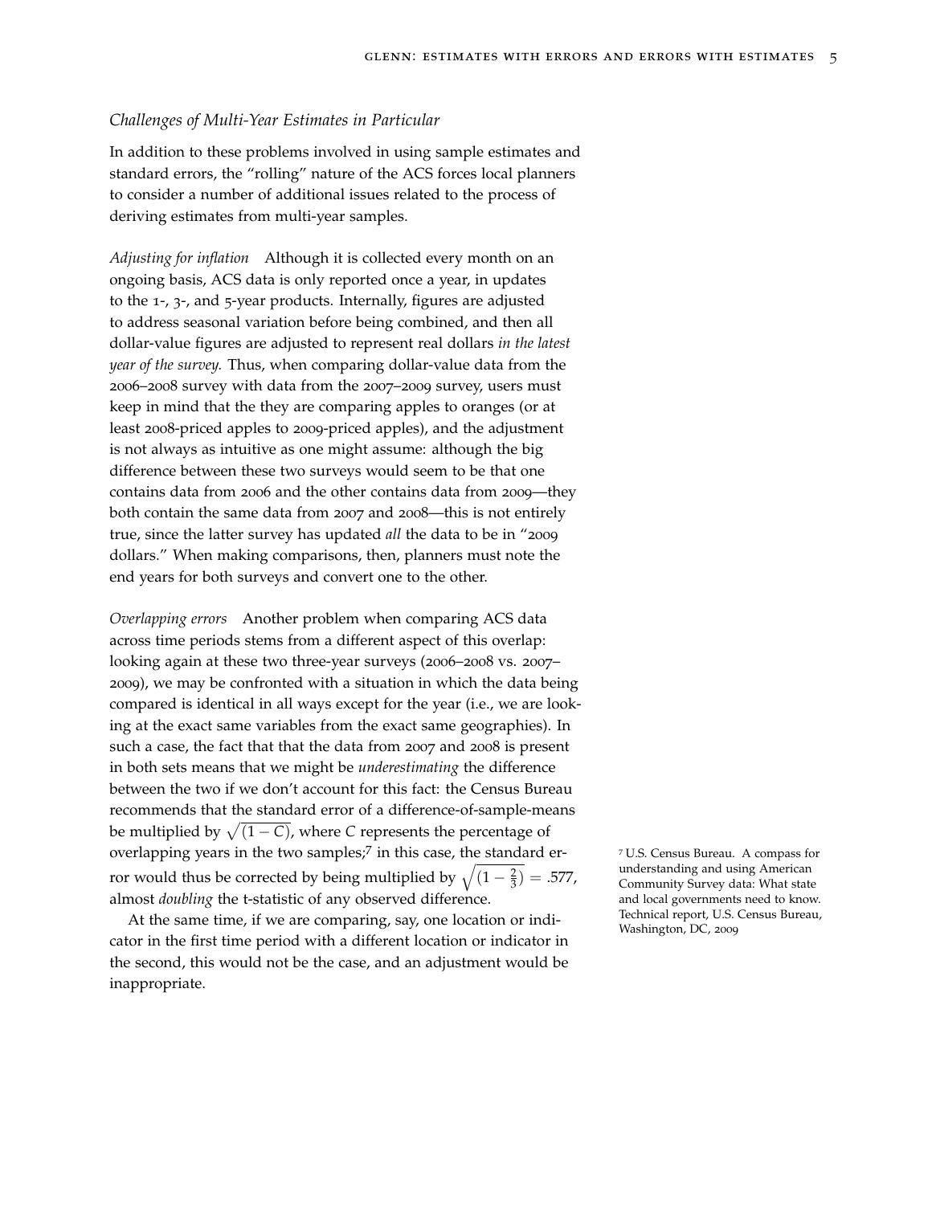### *Challenges of Multi-Year Estimates in Particular*

In addition to these problems involved in using sample estimates and standard errors, the "rolling" nature of the ACS forces local planners to consider a number of additional issues related to the process of deriving estimates from multi-year samples.

*Adjusting for inflation* Although it is collected every month on an ongoing basis, ACS data is only reported once a year, in updates to the 1-, 3-, and 5-year products. Internally, figures are adjusted to address seasonal variation before being combined, and then all dollar-value figures are adjusted to represent real dollars *in the latest year of the survey.* Thus, when comparing dollar-value data from the 2006–2008 survey with data from the 2007–2009 survey, users must keep in mind that the they are comparing apples to oranges (or at least 2008-priced apples to 2009-priced apples), and the adjustment is not always as intuitive as one might assume: although the big difference between these two surveys would seem to be that one contains data from 2006 and the other contains data from 2009—they both contain the same data from 2007 and 2008—this is not entirely true, since the latter survey has updated *all* the data to be in "2009 dollars." When making comparisons, then, planners must note the end years for both surveys and convert one to the other.

*Overlapping errors* Another problem when comparing ACS data across time periods stems from a different aspect of this overlap: looking again at these two three-year surveys (2006–2008 vs. 2007–2009), we may be confronted with a situation in which the data being compared is identical in all ways except for the year (i.e., we are looking at the exact same variables from the exact same geographies). In such a case, the fact that that the data from 2007 and 2008 is present in both sets means that we might be *underestimating* the difference between the two if we don't account for this fact: the Census Bureau recommends that the standard error of a difference-of-sample-means be multiplied by $\sqrt{(1-C)}$, where $C$ represents the percentage of overlapping years in the two samples;[7] in this case, the standard error would thus be corrected by being multiplied by $\sqrt{(1-\frac{2}{3})} = .577$, almost *doubling* the t-statistic of any observed difference.

[7] U.S. Census Bureau. A compass for understanding and using American Community Survey data: What state and local governments need to know. Technical report, U.S. Census Bureau, Washington, DC, 2009

At the same time, if we are comparing, say, one location or indicator in the first time period with a different location or indicator in the second, this would not be the case, and an adjustment would be inappropriate.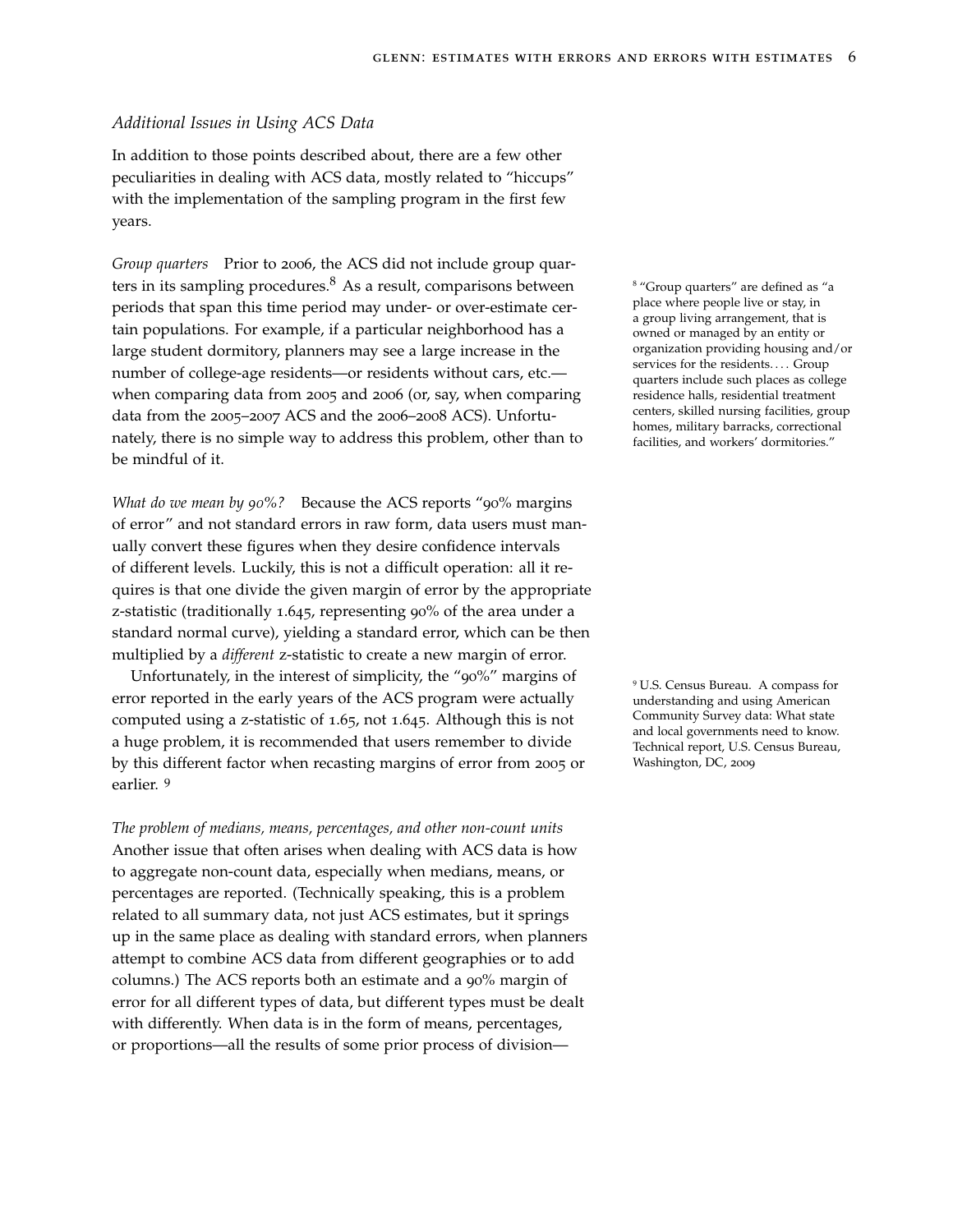*Additional Issues in Using ACS Data*

In addition to those points described about, there are a few other peculiarities in dealing with ACS data, mostly related to "hiccups" with the implementation of the sampling program in the first few years.

*Group quarters* Prior to 2006, the ACS did not include group quarters in its sampling procedures.[8] As a result, comparisons between periods that span this time period may under- or over-estimate certain populations. For example, if a particular neighborhood has a large student dormitory, planners may see a large increase in the number of college-age residents—or residents without cars, etc.—when comparing data from 2005 and 2006 (or, say, when comparing data from the 2005–2007 ACS and the 2006–2008 ACS). Unfortunately, there is no simple way to address this problem, other than to be mindful of it.

[8] "Group quarters" are defined as "a place where people live or stay, in a group living arrangement, that is owned or managed by an entity or organization providing housing and/or services for the residents. . . . Group quarters include such places as college residence halls, residential treatment centers, skilled nursing facilities, group homes, military barracks, correctional facilities, and workers' dormitories."

*What do we mean by 90%?* Because the ACS reports "90% margins of error" and not standard errors in raw form, data users must manually convert these figures when they desire confidence intervals of different levels. Luckily, this is not a difficult operation: all it requires is that one divide the given margin of error by the appropriate z-statistic (traditionally 1.645, representing 90% of the area under a standard normal curve), yielding a standard error, which can be then multiplied by a *different* z-statistic to create a new margin of error.

Unfortunately, in the interest of simplicity, the "90%" margins of error reported in the early years of the ACS program were actually computed using a z-statistic of 1.65, not 1.645. Although this is not a huge problem, it is recommended that users remember to divide by this different factor when recasting margins of error from 2005 or earlier. [9]

[9] U.S. Census Bureau. A compass for understanding and using American Community Survey data: What state and local governments need to know. Technical report, U.S. Census Bureau, Washington, DC, 2009

*The problem of medians, means, percentages, and other non-count units* Another issue that often arises when dealing with ACS data is how to aggregate non-count data, especially when medians, means, or percentages are reported. (Technically speaking, this is a problem related to all summary data, not just ACS estimates, but it springs up in the same place as dealing with standard errors, when planners attempt to combine ACS data from different geographies or to add columns.) The ACS reports both an estimate and a 90% margin of error for all different types of data, but different types must be dealt with differently. When data is in the form of means, percentages, or proportions—all the results of some prior process of division—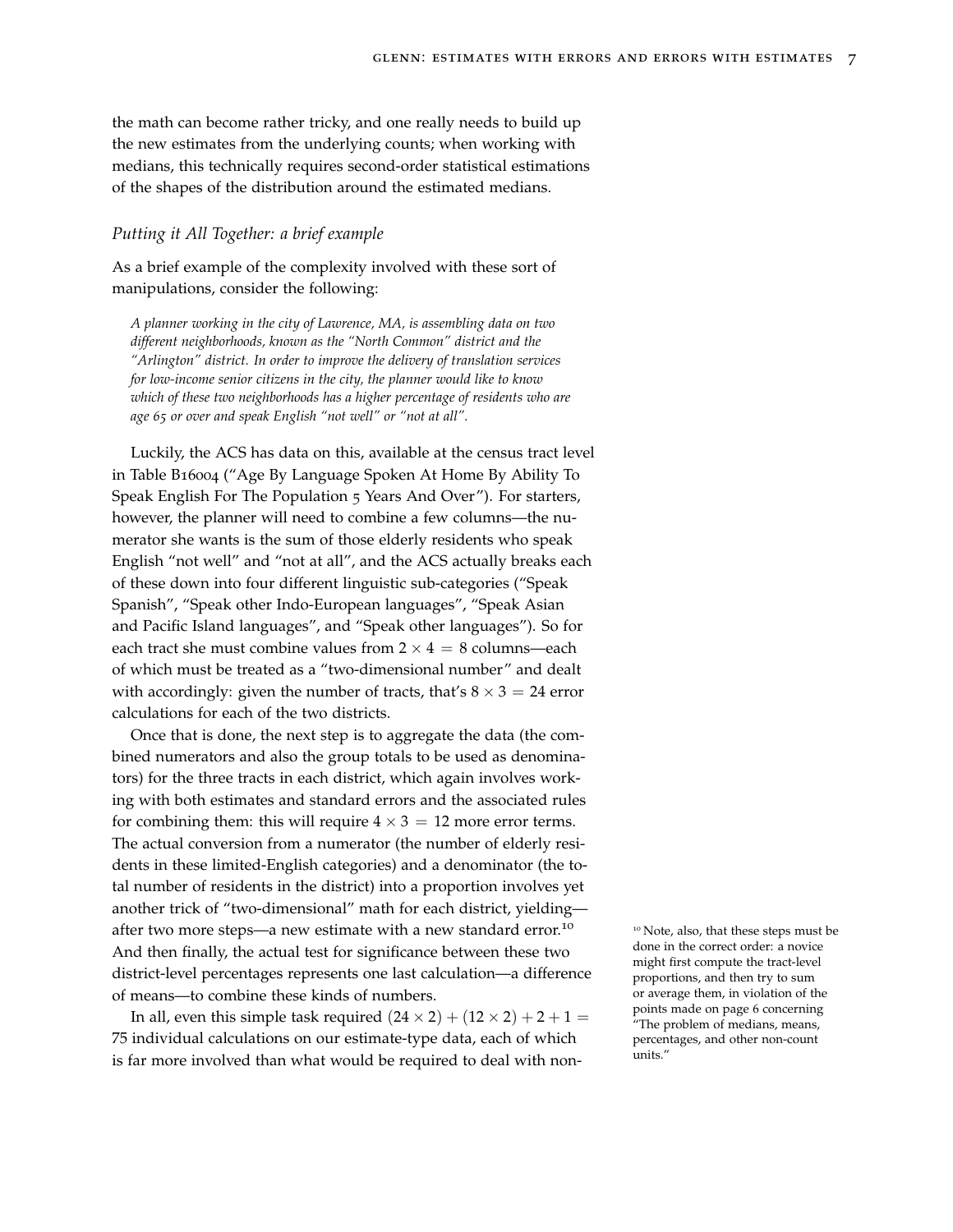the math can become rather tricky, and one really needs to build up the new estimates from the underlying counts; when working with medians, this technically requires second-order statistical estimations of the shapes of the distribution around the estimated medians.

### *Putting it All Together: a brief example*

As a brief example of the complexity involved with these sort of manipulations, consider the following:

> *A planner working in the city of Lawrence, MA, is assembling data on two different neighborhoods, known as the "North Common" district and the "Arlington" district. In order to improve the delivery of translation services for low-income senior citizens in the city, the planner would like to know which of these two neighborhoods has a higher percentage of residents who are age 65 or over and speak English "not well" or "not at all".*

Luckily, the ACS has data on this, available at the census tract level in Table B16004 ("Age By Language Spoken At Home By Ability To Speak English For The Population 5 Years And Over"). For starters, however, the planner will need to combine a few columns—the numerator she wants is the sum of those elderly residents who speak English "not well" and "not at all", and the ACS actually breaks each of these down into four different linguistic sub-categories ("Speak Spanish", "Speak other Indo-European languages", "Speak Asian and Pacific Island languages", and "Speak other languages"). So for each tract she must combine values from $2 \times 4 = 8$ columns—each of which must be treated as a "two-dimensional number" and dealt with accordingly: given the number of tracts, that's $8 \times 3 = 24$ error calculations for each of the two districts.

Once that is done, the next step is to aggregate the data (the combined numerators and also the group totals to be used as denominators) for the three tracts in each district, which again involves working with both estimates and standard errors and the associated rules for combining them: this will require $4 \times 3 = 12$ more error terms. The actual conversion from a numerator (the number of elderly residents in these limited-English categories) and a denominator (the total number of residents in the district) into a proportion involves yet another trick of "two-dimensional" math for each district, yielding—after two more steps—a new estimate with a new standard error.[10] And then finally, the actual test for significance between these two district-level percentages represents one last calculation—a difference of means—to combine these kinds of numbers.

In all, even this simple task required $(24 \times 2) + (12 \times 2) + 2 + 1 = 75$ individual calculations on our estimate-type data, each of which is far more involved than what would be required to deal with non-

[10] Note, also, that these steps must be done in the correct order: a novice might first compute the tract-level proportions, and then try to sum or average them, in violation of the points made on page 6 concerning "The problem of medians, means, percentages, and other non-count units."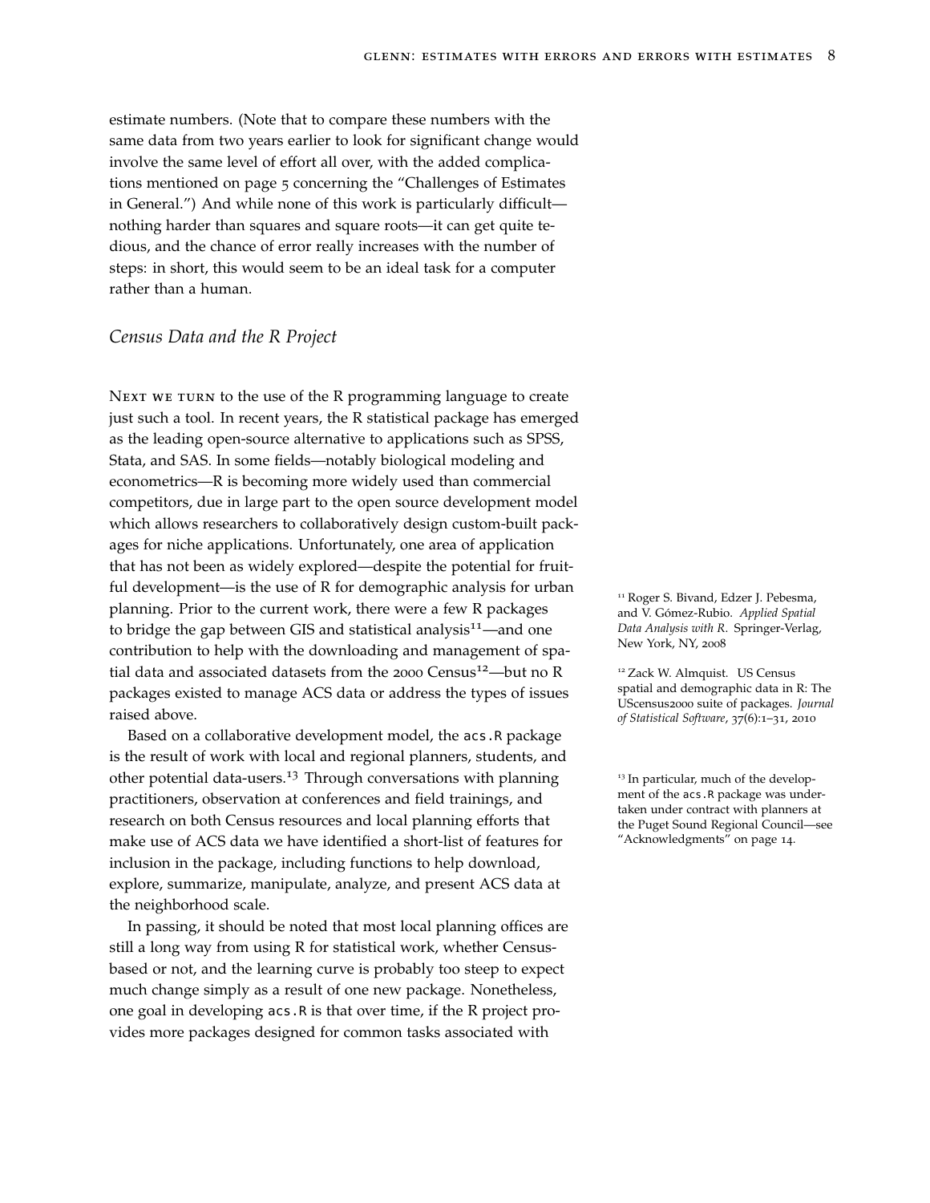estimate numbers. (Note that to compare these numbers with the same data from two years earlier to look for significant change would involve the same level of effort all over, with the added complications mentioned on page 5 concerning the "Challenges of Estimates in General.") And while none of this work is particularly difficult—nothing harder than squares and square roots—it can get quite tedious, and the chance of error really increases with the number of steps: in short, this would seem to be an ideal task for a computer rather than a human.

## *Census Data and the R Project*

Next we turn to the use of the R programming language to create just such a tool. In recent years, the R statistical package has emerged as the leading open-source alternative to applications such as SPSS, Stata, and SAS. In some fields—notably biological modeling and econometrics—R is becoming more widely used than commercial competitors, due in large part to the open source development model which allows researchers to collaboratively design custom-built packages for niche applications. Unfortunately, one area of application that has not been as widely explored—despite the potential for fruitful development—is the use of R for demographic analysis for urban planning. Prior to the current work, there were a few R packages to bridge the gap between GIS and statistical analysis[11]—and one contribution to help with the downloading and management of spatial data and associated datasets from the 2000 Census[12]—but no R packages existed to manage ACS data or address the types of issues raised above.

Based on a collaborative development model, the `acs.R` package is the result of work with local and regional planners, students, and other potential data-users.[13] Through conversations with planning practitioners, observation at conferences and field trainings, and research on both Census resources and local planning efforts that make use of ACS data we have identified a short-list of features for inclusion in the package, including functions to help download, explore, summarize, manipulate, analyze, and present ACS data at the neighborhood scale.

In passing, it should be noted that most local planning offices are still a long way from using R for statistical work, whether Census-based or not, and the learning curve is probably too steep to expect much change simply as a result of one new package. Nonetheless, one goal in developing `acs.R` is that over time, if the R project provides more packages designed for common tasks associated with

[11] Roger S. Bivand, Edzer J. Pebesma, and V. Gómez-Rubio. *Applied Spatial Data Analysis with R*. Springer-Verlag, New York, NY, 2008

[12] Zack W. Almquist. US Census spatial and demographic data in R: The UScensus2000 suite of packages. *Journal of Statistical Software*, 37(6):1–31, 2010

[13] In particular, much of the development of the `acs.R` package was undertaken under contract with planners at the Puget Sound Regional Council—see "Acknowledgments" on page 14.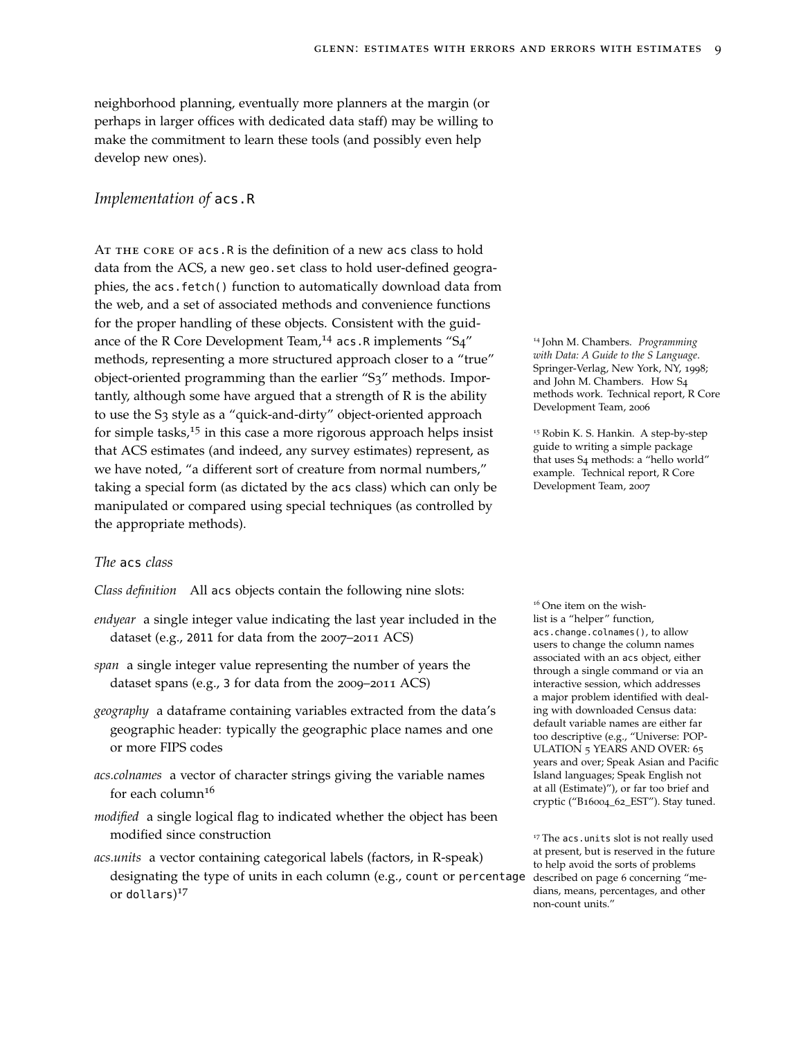neighborhood planning, eventually more planners at the margin (or perhaps in larger offices with dedicated data staff) may be willing to make the commitment to learn these tools (and possibly even help develop new ones).

## *Implementation of* `acs.R`

At the core of `acs.R` is the definition of a new `acs` class to hold data from the ACS, a new `geo.set` class to hold user-defined geographies, the `acs.fetch()` function to automatically download data from the web, and a set of associated methods and convenience functions for the proper handling of these objects. Consistent with the guidance of the R Core Development Team,[14] `acs.R` implements "S4" methods, representing a more structured approach closer to a "true" object-oriented programming than the earlier "S3" methods. Importantly, although some have argued that a strength of R is the ability to use the S3 style as a "quick-and-dirty" object-oriented approach for simple tasks,[15] in this case a more rigorous approach helps insist that ACS estimates (and indeed, any survey estimates) represent, as we have noted, "a different sort of creature from normal numbers," taking a special form (as dictated by the `acs` class) which can only be manipulated or compared using special techniques (as controlled by the appropriate methods).

[14] John M. Chambers. *Programming with Data: A Guide to the S Language*. Springer-Verlag, New York, NY, 1998; and John M. Chambers. How S4 methods work. Technical report, R Core Development Team, 2006

[15] Robin K. S. Hankin. A step-by-step guide to writing a simple package that uses S4 methods: a "hello world" example. Technical report, R Core Development Team, 2007

### *The* `acs` *class*

*Class definition* All `acs` objects contain the following nine slots:

*endyear* a single integer value indicating the last year included in the dataset (e.g., `2011` for data from the 2007–2011 ACS)

*span* a single integer value representing the number of years the dataset spans (e.g., `3` for data from the 2009–2011 ACS)

*geography* a dataframe containing variables extracted from the data's geographic header: typically the geographic place names and one or more FIPS codes

*acs.colnames* a vector of character strings giving the variable names for each column[16]

*modified* a single logical flag to indicated whether the object has been modified since construction

*acs.units* a vector containing categorical labels (factors, in R-speak) designating the type of units in each column (e.g., `count` or `percentage` or `dollars`)[17]

[16] One item on the wish-list is a "helper" function, `acs.change.colnames()`, to allow users to change the column names associated with an `acs` object, either through a single command or via an interactive session, which addresses a major problem identified with dealing with downloaded Census data: default variable names are either far too descriptive (e.g., "Universe: POPULATION 5 YEARS AND OVER: 65 years and over; Speak Asian and Pacific Island languages; Speak English not at all (Estimate)"), or far too brief and cryptic ("B16004_62_EST"). Stay tuned.

[17] The `acs.units` slot is not really used at present, but is reserved in the future to help avoid the sorts of problems described on page 6 concerning "medians, means, percentages, and other non-count units."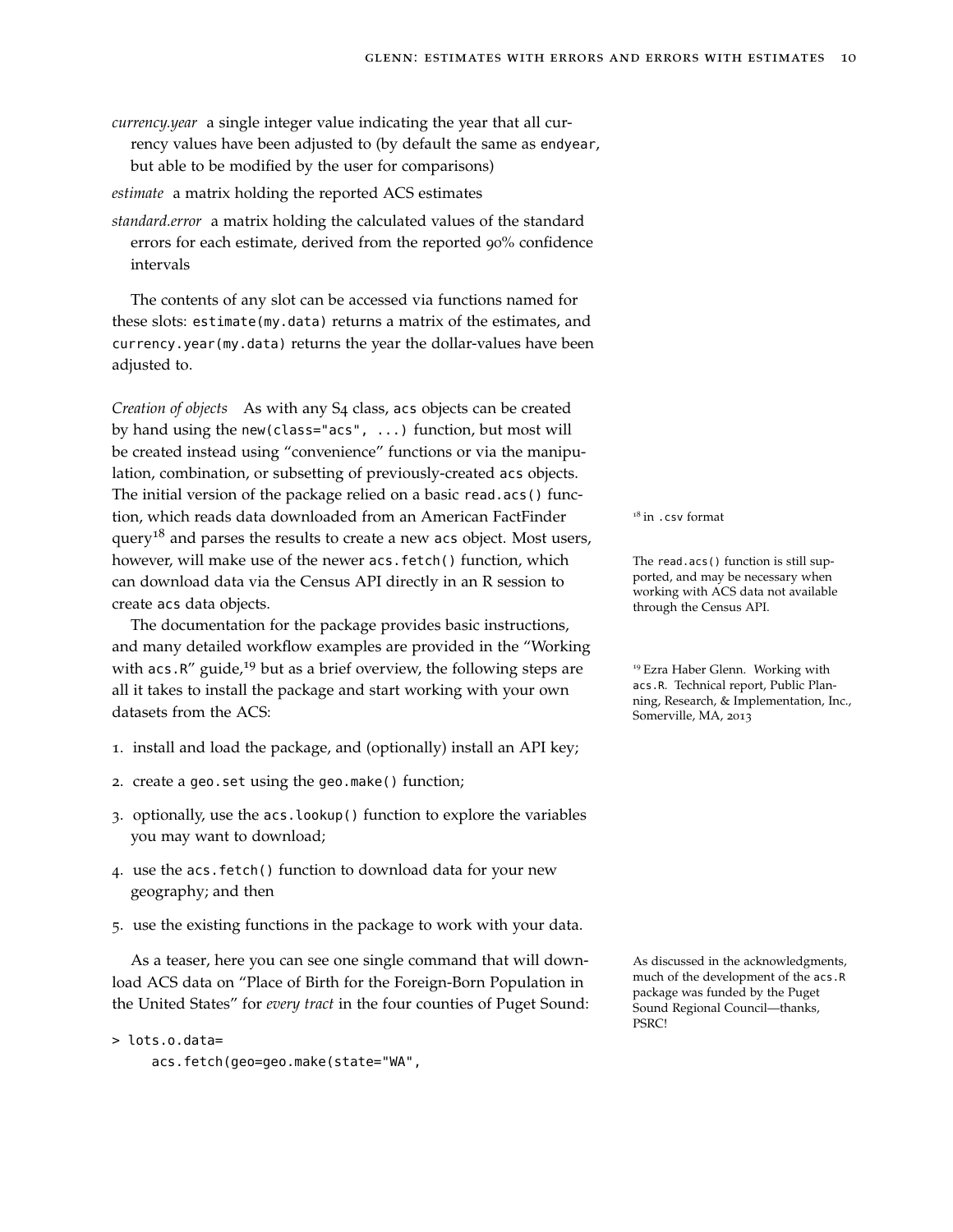*currency.year* a single integer value indicating the year that all currency values have been adjusted to (by default the same as `endyear`, but able to be modified by the user for comparisons)

*estimate* a matrix holding the reported ACS estimates

*standard.error* a matrix holding the calculated values of the standard errors for each estimate, derived from the reported 90% confidence intervals

The contents of any slot can be accessed via functions named for these slots: `estimate(my.data)` returns a matrix of the estimates, and `currency.year(my.data)` returns the year the dollar-values have been adjusted to.

*Creation of objects* As with any S4 class, `acs` objects can be created by hand using the `new(class="acs", ...)` function, but most will be created instead using "convenience" functions or via the manipulation, combination, or subsetting of previously-created `acs` objects. The initial version of the package relied on a basic `read.acs()` function, which reads data downloaded from an American FactFinder query[18] and parses the results to create a new `acs` object. Most users, however, will make use of the newer `acs.fetch()` function, which can download data via the Census API directly in an R session to create `acs` data objects.

[18] in `.csv` format

The `read.acs()` function is still supported, and may be necessary when working with ACS data not available through the Census API.

The documentation for the package provides basic instructions, and many detailed workflow examples are provided in the "Working with `acs.R`" guide,[19] but as a brief overview, the following steps are all it takes to install the package and start working with your own datasets from the ACS:

[19] Ezra Haber Glenn. Working with `acs.R`. Technical report, Public Planning, Research, & Implementation, Inc., Somerville, MA, 2013

1. install and load the package, and (optionally) install an API key;
2. create a `geo.set` using the `geo.make()` function;
3. optionally, use the `acs.lookup()` function to explore the variables you may want to download;
4. use the `acs.fetch()` function to download data for your new geography; and then
5. use the existing functions in the package to work with your data.

As a teaser, here you can see one single command that will download ACS data on "Place of Birth for the Foreign-Born Population in the United States" for *every tract* in the four counties of Puget Sound:

As discussed in the acknowledgments, much of the development of the `acs.R` package was funded by the Puget Sound Regional Council—thanks, PSRC!

```
> lots.o.data=
    acs.fetch(geo=geo.make(state="WA",
```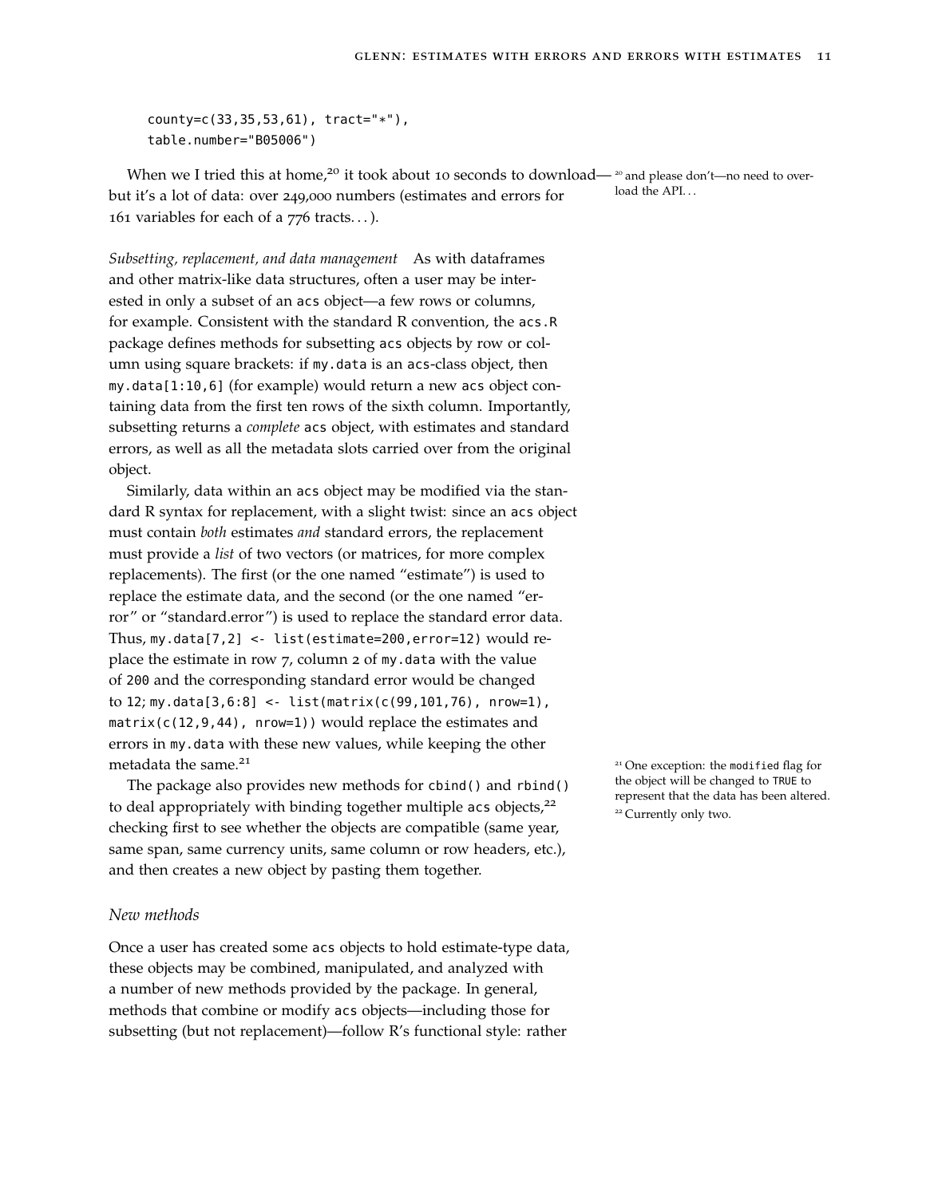```
county=c(33,35,53,61), tract="*"),
table.number="B05006")
```

When we I tried this at home,[20] it took about 10 seconds to download—but it's a lot of data: over 249,000 numbers (estimates and errors for 161 variables for each of a 776 tracts. . . ).

[20] and please don't—no need to overload the API. . .

*Subsetting, replacement, and data management* As with dataframes and other matrix-like data structures, often a user may be interested in only a subset of an `acs` object—a few rows or columns, for example. Consistent with the standard R convention, the `acs.R` package defines methods for subsetting `acs` objects by row or column using square brackets: if `my.data` is an `acs`-class object, then `my.data[1:10,6]` (for example) would return a new `acs` object containing data from the first ten rows of the sixth column. Importantly, subsetting returns a *complete* `acs` object, with estimates and standard errors, as well as all the metadata slots carried over from the original object.

Similarly, data within an `acs` object may be modified via the standard R syntax for replacement, with a slight twist: since an `acs` object must contain *both* estimates *and* standard errors, the replacement must provide a *list* of two vectors (or matrices, for more complex replacements). The first (or the one named "estimate") is used to replace the estimate data, and the second (or the one named "error" or "standard.error") is used to replace the standard error data. Thus, `my.data[7,2] <- list(estimate=200,error=12)` would replace the estimate in row 7, column 2 of `my.data` with the value of `200` and the corresponding standard error would be changed to `12`; `my.data[3,6:8] <- list(matrix(c(99,101,76), nrow=1), matrix(c(12,9,44), nrow=1))` would replace the estimates and errors in `my.data` with these new values, while keeping the other metadata the same.[21]

[21] One exception: the `modified` flag for the object will be changed to `TRUE` to represent that the data has been altered.

The package also provides new methods for `cbind()` and `rbind()` to deal appropriately with binding together multiple `acs` objects,[22] checking first to see whether the objects are compatible (same year, same span, same currency units, same column or row headers, etc.), and then creates a new object by pasting them together.

[22] Currently only two.

### *New methods*

Once a user has created some `acs` objects to hold estimate-type data, these objects may be combined, manipulated, and analyzed with a number of new methods provided by the package. In general, methods that combine or modify `acs` objects—including those for subsetting (but not replacement)—follow R's functional style: rather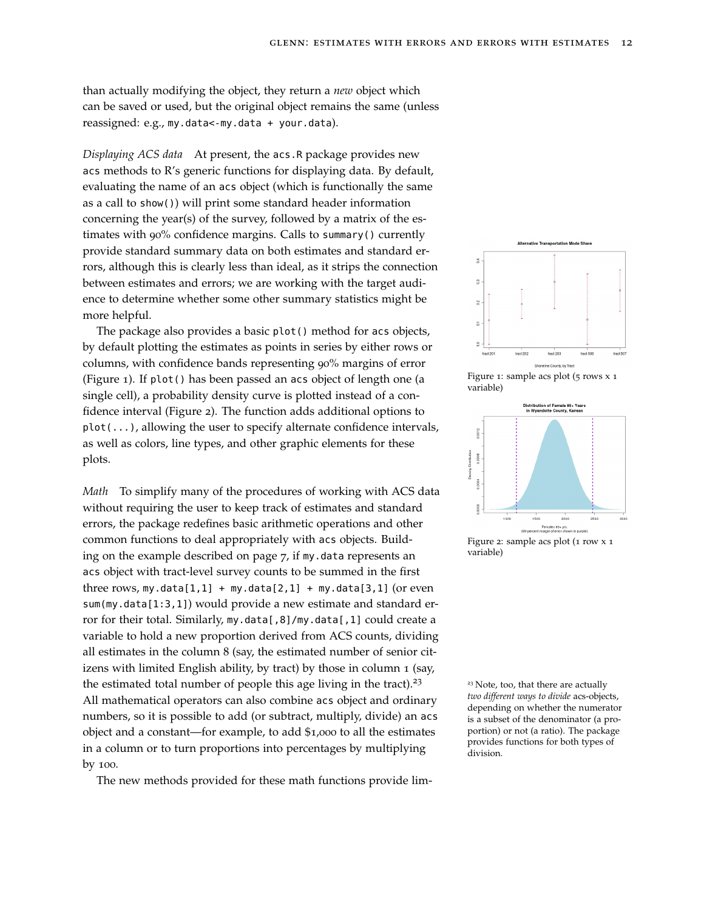than actually modifying the object, they return a *new* object which can be saved or used, but the original object remains the same (unless reassigned: e.g., `my.data<-my.data + your.data`).

*Displaying ACS data* At present, the `acs.R` package provides new `acs` methods to R's generic functions for displaying data. By default, evaluating the name of an `acs` object (which is functionally the same as a call to `show()`) will print some standard header information concerning the year(s) of the survey, followed by a matrix of the estimates with 90% confidence margins. Calls to `summary()` currently provide standard summary data on both estimates and standard errors, although this is clearly less than ideal, as it strips the connection between estimates and errors; we are working with the target audience to determine whether some other summary statistics might be more helpful.

The package also provides a basic `plot()` method for `acs` objects, by default plotting the estimates as points in series by either rows or columns, with confidence bands representing 90% margins of error (Figure 1). If `plot()` has been passed an `acs` object of length one (a single cell), a probability density curve is plotted instead of a confidence interval (Figure 2). The function adds additional options to `plot(...)`, allowing the user to specify alternate confidence intervals, as well as colors, line types, and other graphic elements for these plots.

Figure 1: sample acs plot (5 rows x 1 variable)

Figure 2: sample acs plot (1 row x 1 variable)

*Math* To simplify many of the procedures of working with ACS data without requiring the user to keep track of estimates and standard errors, the package redefines basic arithmetic operations and other common functions to deal appropriately with `acs` objects. Building on the example described on page 7, if `my.data` represents an `acs` object with tract-level survey counts to be summed in the first three rows, `my.data[1,1] + my.data[2,1] + my.data[3,1]` (or even `sum(my.data[1:3,1])`) would provide a new estimate and standard error for their total. Similarly, `my.data[,8]/my.data[,1]` could create a variable to hold a new proportion derived from ACS counts, dividing all estimates in the column 8 (say, the estimated number of senior citizens with limited English ability, by tract) by those in column 1 (say, the estimated total number of people this age living in the tract).[23] All mathematical operators can also combine `acs` object and ordinary numbers, so it is possible to add (or subtract, multiply, divide) an `acs` object and a constant—for example, to add $1,000 to all the estimates in a column or to turn proportions into percentages by multiplying by 100.

[23] Note, too, that there are actually *two different ways to divide* acs-objects, depending on whether the numerator is a subset of the denominator (a proportion) or not (a ratio). The package provides functions for both types of division.

The new methods provided for these math functions provide lim-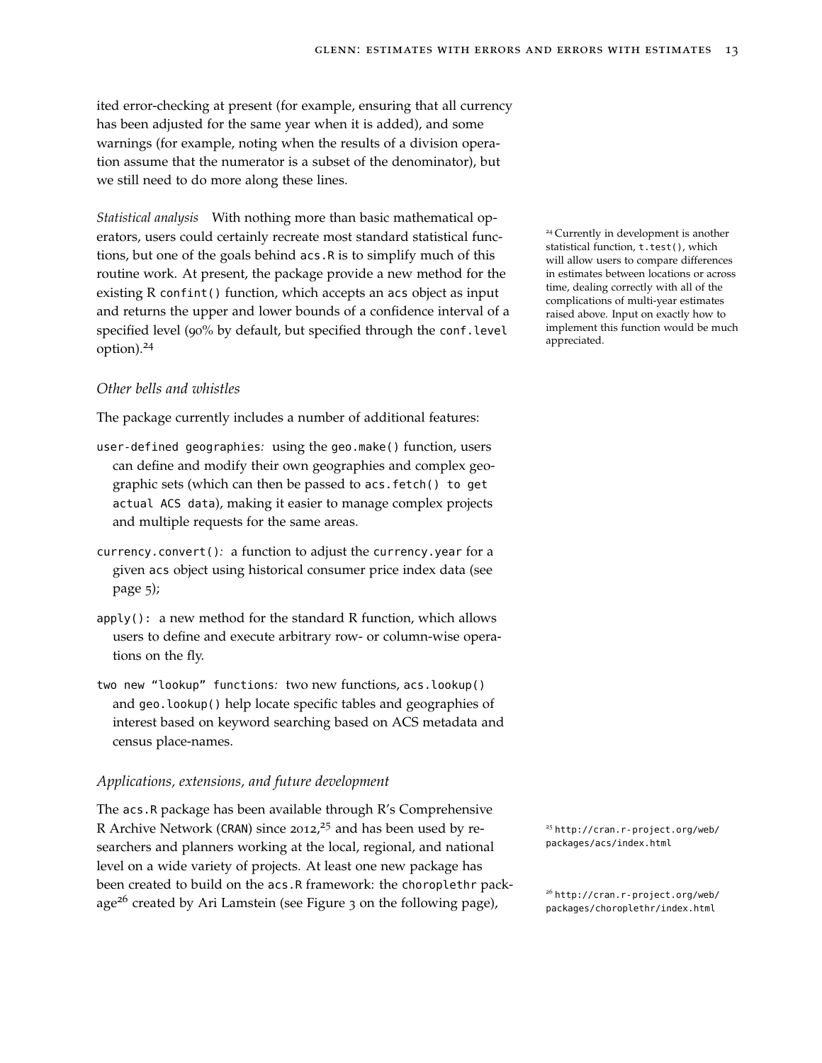ited error-checking at present (for example, ensuring that all currency has been adjusted for the same year when it is added), and some warnings (for example, noting when the results of a division operation assume that the numerator is a subset of the denominator), but we still need to do more along these lines.

*Statistical analysis* With nothing more than basic mathematical operators, users could certainly recreate most standard statistical functions, but one of the goals behind `acs.R` is to simplify much of this routine work. At present, the package provide a new method for the existing R `confint()` function, which accepts an `acs` object as input and returns the upper and lower bounds of a confidence interval of a specified level (90% by default, but specified through the `conf.level` option).[24]

[24] Currently in development is another statistical function, `t.test()`, which will allow users to compare differences in estimates between locations or across time, dealing correctly with all of the complications of multi-year estimates raised above. Input on exactly how to implement this function would be much appreciated.

### *Other bells and whistles*

The package currently includes a number of additional features:

- `user-defined geographies`*:* using the `geo.make()` function, users can define and modify their own geographies and complex geographic sets (which can then be passed to `acs.fetch() to get actual ACS data`), making it easier to manage complex projects and multiple requests for the same areas.
- `currency.convert()`*:* a function to adjust the `currency.year` for a given `acs` object using historical consumer price index data (see page 5);
- `apply():` a new method for the standard R function, which allows users to define and execute arbitrary row- or column-wise operations on the fly.
- `two new "lookup" functions`*:* two new functions, `acs.lookup()` and `geo.lookup()` help locate specific tables and geographies of interest based on keyword searching based on ACS metadata and census place-names.

### *Applications, extensions, and future development*

The `acs.R` package has been available through R's Comprehensive R Archive Network (`CRAN`) since 2012,[25] and has been used by researchers and planners working at the local, regional, and national level on a wide variety of projects. At least one new package has been created to build on the `acs.R` framework: the `choroplethr` package[26] created by Ari Lamstein (see Figure 3 on the following page),

[25] `http://cran.r-project.org/web/packages/acs/index.html`

[26] `http://cran.r-project.org/web/packages/choroplethr/index.html`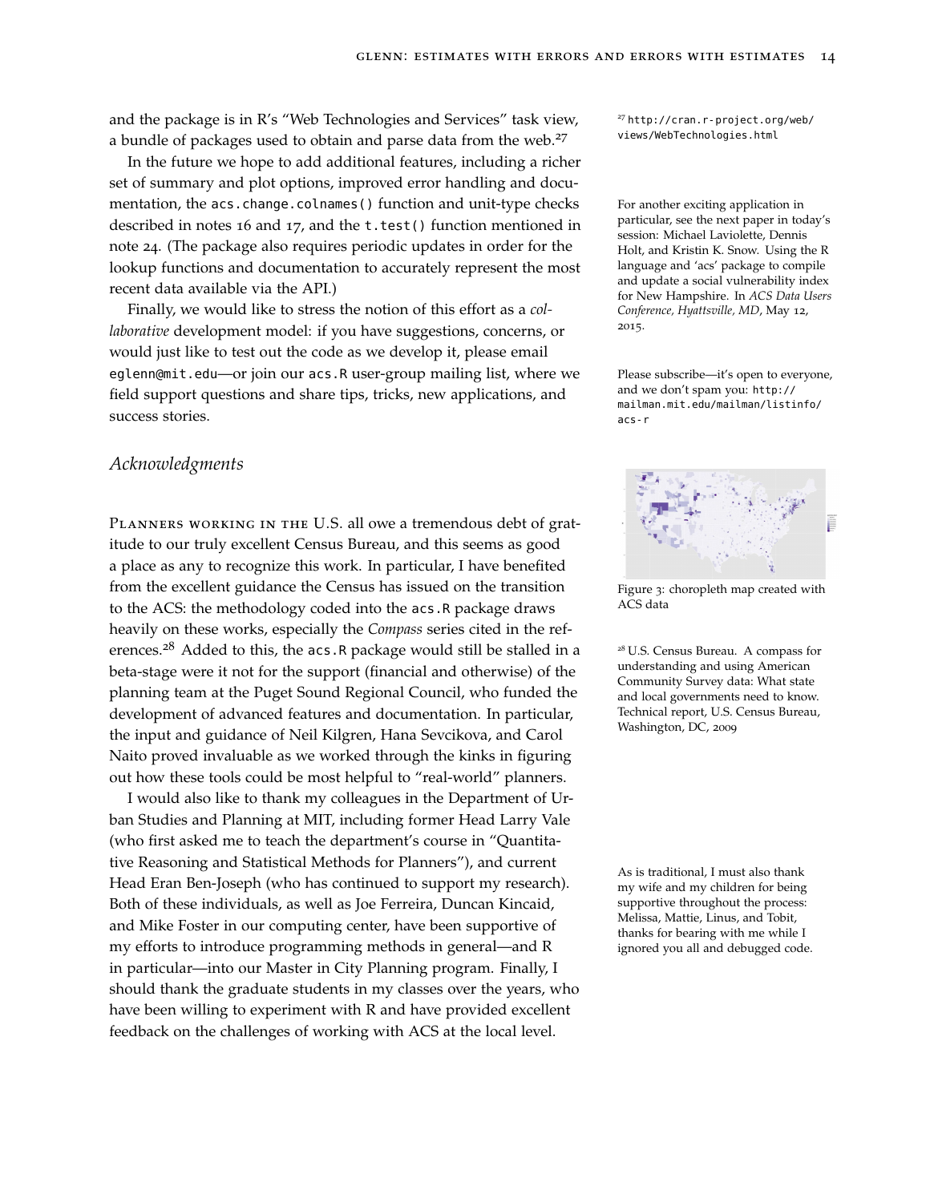and the package is in R's "Web Technologies and Services" task view, a bundle of packages used to obtain and parse data from the web.[27]

[27] http://cran.r-project.org/web/views/WebTechnologies.html

In the future we hope to add additional features, including a richer set of summary and plot options, improved error handling and documentation, the `acs.change.colnames()` function and unit-type checks described in notes 16 and 17, and the `t.test()` function mentioned in note 24. (The package also requires periodic updates in order for the lookup functions and documentation to accurately represent the most recent data available via the API.)

For another exciting application in particular, see the next paper in today's session: Michael Laviolette, Dennis Holt, and Kristin K. Snow. Using the R language and 'acs' package to compile and update a social vulnerability index for New Hampshire. In *ACS Data Users Conference, Hyattsville, MD*, May 12, 2015.

Finally, we would like to stress the notion of this effort as a *collaborative* development model: if you have suggestions, concerns, or would just like to test out the code as we develop it, please email `eglenn@mit.edu`—or join our `acs.R` user-group mailing list, where we field support questions and share tips, tricks, new applications, and success stories.

Please subscribe—it's open to everyone, and we don't spam you: http://mailman.mit.edu/mailman/listinfo/acs-r

## Acknowledgments

Figure 3: choropleth map created with ACS data

Planners working in the U.S. all owe a tremendous debt of gratitude to our truly excellent Census Bureau, and this seems as good a place as any to recognize this work. In particular, I have benefited from the excellent guidance the Census has issued on the transition to the ACS: the methodology coded into the `acs.R` package draws heavily on these works, especially the *Compass* series cited in the references.[28] Added to this, the `acs.R` package would still be stalled in a beta-stage were it not for the support (financial and otherwise) of the planning team at the Puget Sound Regional Council, who funded the development of advanced features and documentation. In particular, the input and guidance of Neil Kilgren, Hana Sevcikova, and Carol Naito proved invaluable as we worked through the kinks in figuring out how these tools could be most helpful to "real-world" planners.

[28] U.S. Census Bureau. A compass for understanding and using American Community Survey data: What state and local governments need to know. Technical report, U.S. Census Bureau, Washington, DC, 2009

I would also like to thank my colleagues in the Department of Urban Studies and Planning at MIT, including former Head Larry Vale (who first asked me to teach the department's course in "Quantitative Reasoning and Statistical Methods for Planners"), and current Head Eran Ben-Joseph (who has continued to support my research). Both of these individuals, as well as Joe Ferreira, Duncan Kincaid, and Mike Foster in our computing center, have been supportive of my efforts to introduce programming methods in general—and R in particular—into our Master in City Planning program. Finally, I should thank the graduate students in my classes over the years, who have been willing to experiment with R and have provided excellent feedback on the challenges of working with ACS at the local level.

As is traditional, I must also thank my wife and my children for being supportive throughout the process: Melissa, Mattie, Linus, and Tobit, thanks for bearing with me while I ignored you all and debugged code.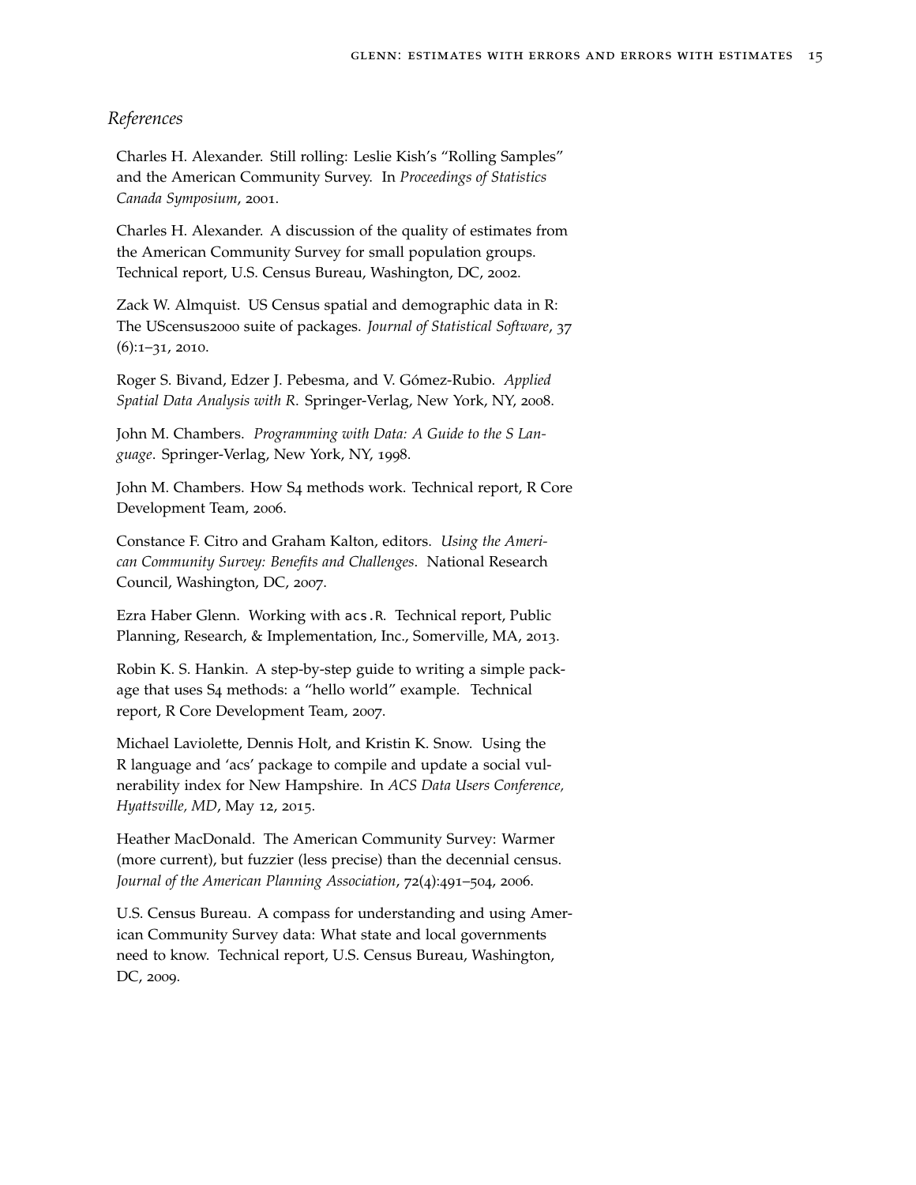## *References*

Charles H. Alexander. Still rolling: Leslie Kish's "Rolling Samples" and the American Community Survey. In *Proceedings of Statistics Canada Symposium*, 2001.

Charles H. Alexander. A discussion of the quality of estimates from the American Community Survey for small population groups. Technical report, U.S. Census Bureau, Washington, DC, 2002.

Zack W. Almquist. US Census spatial and demographic data in R: The UScensus2000 suite of packages. *Journal of Statistical Software*, 37 (6):1–31, 2010.

Roger S. Bivand, Edzer J. Pebesma, and V. Gómez-Rubio. *Applied Spatial Data Analysis with R*. Springer-Verlag, New York, NY, 2008.

John M. Chambers. *Programming with Data: A Guide to the S Language*. Springer-Verlag, New York, NY, 1998.

John M. Chambers. How S4 methods work. Technical report, R Core Development Team, 2006.

Constance F. Citro and Graham Kalton, editors. *Using the American Community Survey: Benefits and Challenges*. National Research Council, Washington, DC, 2007.

Ezra Haber Glenn. Working with `acs.R`. Technical report, Public Planning, Research, & Implementation, Inc., Somerville, MA, 2013.

Robin K. S. Hankin. A step-by-step guide to writing a simple package that uses S4 methods: a "hello world" example. Technical report, R Core Development Team, 2007.

Michael Laviolette, Dennis Holt, and Kristin K. Snow. Using the R language and 'acs' package to compile and update a social vulnerability index for New Hampshire. In *ACS Data Users Conference, Hyattsville, MD*, May 12, 2015.

Heather MacDonald. The American Community Survey: Warmer (more current), but fuzzier (less precise) than the decennial census. *Journal of the American Planning Association*, 72(4):491–504, 2006.

U.S. Census Bureau. A compass for understanding and using American Community Survey data: What state and local governments need to know. Technical report, U.S. Census Bureau, Washington, DC, 2009.